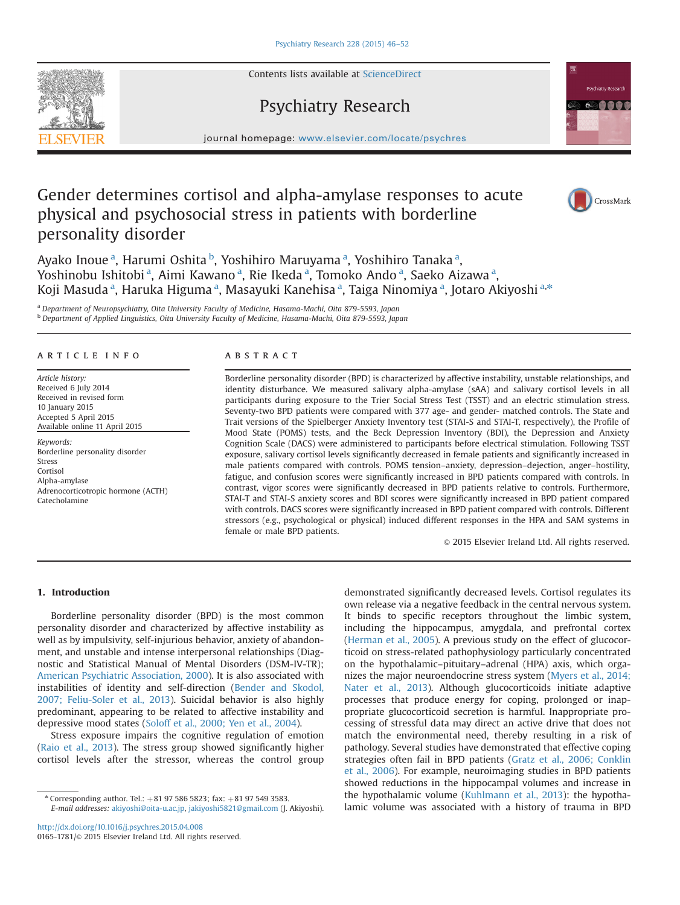# Gender determines cortisol and alpha-amylase responses to acute physical and psychosocial stress in patients with borderline personality disorder

Ayako Inoue [a], Harumi Oshita [b], Yoshihiro Maruyama [a], Yoshihiro Tanaka [a], Yoshinobu Ishitobi [a], Aimi Kawano [a], Rie Ikeda [a], Tomoko Ando [a], Saeko Aizawa [a], Koji Masuda [a], Haruka Higuma [a], Masayuki Kanehisa [a], Taiga Ninomiya [a], Jotaro Akiyoshi [a,*]

[a] Department of Neuropsychiatry, Oita University Faculty of Medicine, Hasama-Machi, Oita 879-5593, Japan
[b] Department of Applied Linguistics, Oita University Faculty of Medicine, Hasama-Machi, Oita 879-5593, Japan

## ARTICLE INFO

*Article history:*
Received 6 July 2014
Received in revised form 10 January 2015
Accepted 5 April 2015
Available online 11 April 2015

*Keywords:*
Borderline personality disorder
Stress
Cortisol
Alpha-amylase
Adrenocorticotropic hormone (ACTH)
Catecholamine

## ABSTRACT

Borderline personality disorder (BPD) is characterized by affective instability, unstable relationships, and identity disturbance. We measured salivary alpha-amylase (sAA) and salivary cortisol levels in all participants during exposure to the Trier Social Stress Test (TSST) and an electric stimulation stress. Seventy-two BPD patients were compared with 377 age- and gender- matched controls. The State and Trait versions of the Spielberger Anxiety Inventory test (STAI-S and STAI-T, respectively), the Profile of Mood State (POMS) tests, and the Beck Depression Inventory (BDI), the Depression and Anxiety Cognition Scale (DACS) were administered to participants before electrical stimulation. Following TSST exposure, salivary cortisol levels significantly decreased in female patients and significantly increased in male patients compared with controls. POMS tension–anxiety, depression–dejection, anger–hostility, fatigue, and confusion scores were significantly increased in BPD patients compared with controls. In contrast, vigor scores were significantly decreased in BPD patients relative to controls. Furthermore, STAI-T and STAI-S anxiety scores and BDI scores were significantly increased in BPD patient compared with controls. DACS scores were significantly increased in BPD patient compared with controls. Different stressors (e.g., psychological or physical) induced different responses in the HPA and SAM systems in female or male BPD patients.

© 2015 Elsevier Ireland Ltd. All rights reserved.

## 1. Introduction

Borderline personality disorder (BPD) is the most common personality disorder and characterized by affective instability as well as by impulsivity, self-injurious behavior, anxiety of abandonment, and unstable and intense interpersonal relationships (Diagnostic and Statistical Manual of Mental Disorders (DSM-IV-TR); American Psychiatric Association, 2000). It is also associated with instabilities of identity and self-direction (Bender and Skodol, 2007; Feliu-Soler et al., 2013). Suicidal behavior is also highly predominant, appearing to be related to affective instability and depressive mood states (Soloff et al., 2000; Yen et al., 2004).

Stress exposure impairs the cognitive regulation of emotion (Raio et al., 2013). The stress group showed significantly higher cortisol levels after the stressor, whereas the control group demonstrated significantly decreased levels. Cortisol regulates its own release via a negative feedback in the central nervous system. It binds to specific receptors throughout the limbic system, including the hippocampus, amygdala, and prefrontal cortex (Herman et al., 2005). A previous study on the effect of glucocorticoid on stress-related pathophysiology particularly concentrated on the hypothalamic–pituitary–adrenal (HPA) axis, which organizes the major neuroendocrine stress system (Myers et al., 2014; Nater et al., 2013). Although glucocorticoids initiate adaptive processes that produce energy for coping, prolonged or inappropriate glucocorticoid secretion is harmful. Inappropriate processing of stressful data may direct an active drive that does not match the environmental need, thereby resulting in a risk of pathology. Several studies have demonstrated that effective coping strategies often fail in BPD patients (Gratz et al., 2006; Conklin et al., 2006). For example, neuroimaging studies in BPD patients showed reductions in the hippocampal volumes and increase in the hypothalamic volume (Kuhlmann et al., 2013): the hypothalamic volume was associated with a history of trauma in BPD

\* Corresponding author. Tel.: +81 97 586 5823; fax: +81 97 549 3583.
*E-mail addresses:* akiyoshi@oita-u.ac.jp, jakiyoshi5821@gmail.com (J. Akiyoshi).

http://dx.doi.org/10.1016/j.psychres.2015.04.008
0165-1781/© 2015 Elsevier Ireland Ltd. All rights reserved.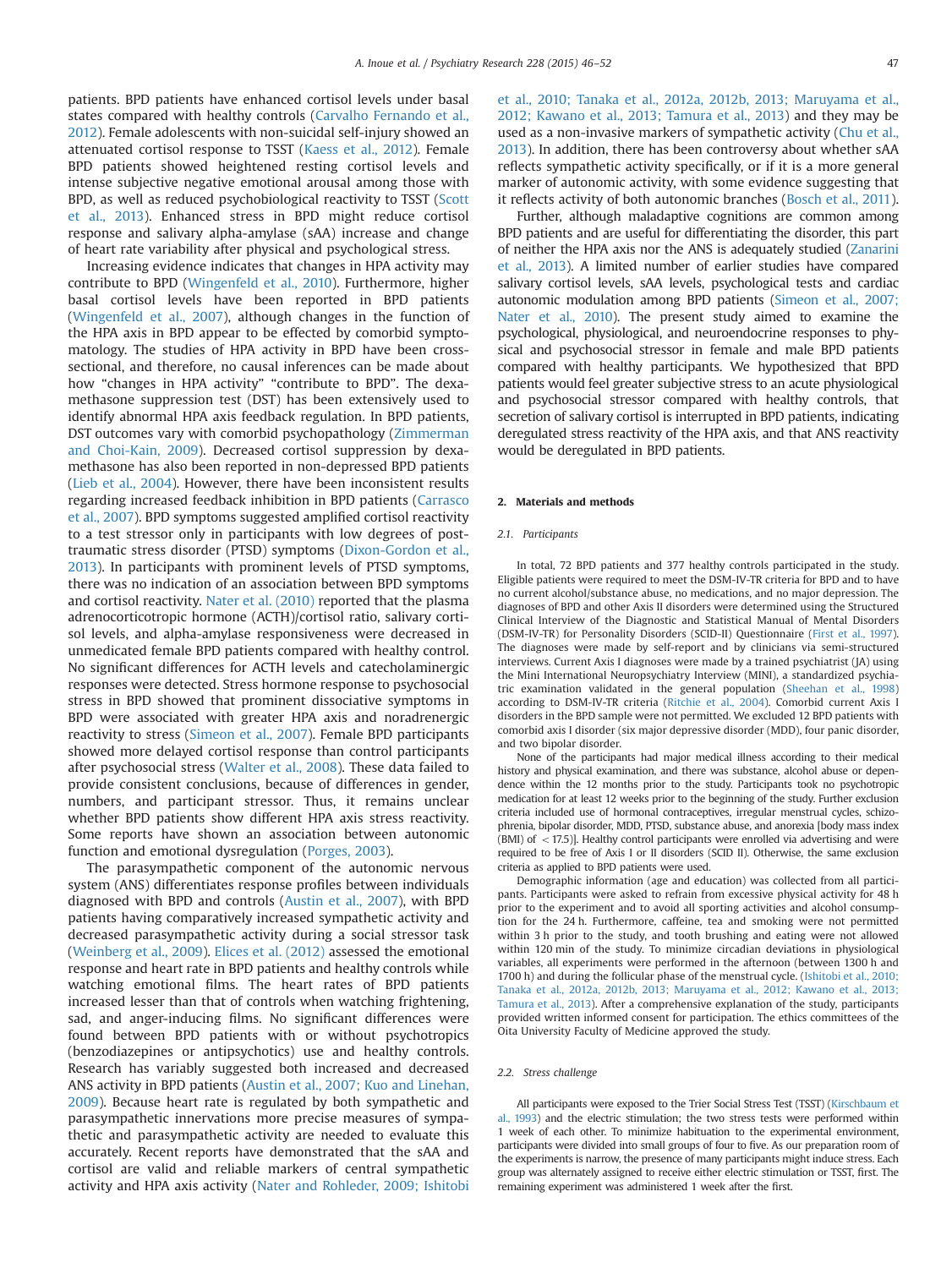patients. BPD patients have enhanced cortisol levels under basal states compared with healthy controls (Carvalho Fernando et al., 2012). Female adolescents with non-suicidal self-injury showed an attenuated cortisol response to TSST (Kaess et al., 2012). Female BPD patients showed heightened resting cortisol levels and intense subjective negative emotional arousal among those with BPD, as well as reduced psychobiological reactivity to TSST (Scott et al., 2013). Enhanced stress in BPD might reduce cortisol response and salivary alpha-amylase (sAA) increase and change of heart rate variability after physical and psychological stress.

Increasing evidence indicates that changes in HPA activity may contribute to BPD (Wingenfeld et al., 2010). Furthermore, higher basal cortisol levels have been reported in BPD patients (Wingenfeld et al., 2007), although changes in the function of the HPA axis in BPD appear to be effected by comorbid symptomatology. The studies of HPA activity in BPD have been cross-sectional, and therefore, no causal inferences can be made about how "changes in HPA activity" "contribute to BPD". The dexamethasone suppression test (DST) has been extensively used to identify abnormal HPA axis feedback regulation. In BPD patients, DST outcomes vary with comorbid psychopathology (Zimmerman and Choi-Kain, 2009). Decreased cortisol suppression by dexamethasone has also been reported in non-depressed BPD patients (Lieb et al., 2004). However, there have been inconsistent results regarding increased feedback inhibition in BPD patients (Carrasco et al., 2007). BPD symptoms suggested amplified cortisol reactivity to a test stressor only in participants with low degrees of post-traumatic stress disorder (PTSD) symptoms (Dixon-Gordon et al., 2013). In participants with prominent levels of PTSD symptoms, there was no indication of an association between BPD symptoms and cortisol reactivity. Nater et al. (2010) reported that the plasma adrenocorticotropic hormone (ACTH)/cortisol ratio, salivary cortisol levels, and alpha-amylase responsiveness were decreased in unmedicated female BPD patients compared with healthy control. No significant differences for ACTH levels and catecholaminergic responses were detected. Stress hormone response to psychosocial stress in BPD showed that prominent dissociative symptoms in BPD were associated with greater HPA axis and noradrenergic reactivity to stress (Simeon et al., 2007). Female BPD participants showed more delayed cortisol response than control participants after psychosocial stress (Walter et al., 2008). These data failed to provide consistent conclusions, because of differences in gender, numbers, and participant stressor. Thus, it remains unclear whether BPD patients show different HPA axis stress reactivity. Some reports have shown an association between autonomic function and emotional dysregulation (Porges, 2003).

The parasympathetic component of the autonomic nervous system (ANS) differentiates response profiles between individuals diagnosed with BPD and controls (Austin et al., 2007), with BPD patients having comparatively increased sympathetic activity and decreased parasympathetic activity during a social stressor task (Weinberg et al., 2009). Elices et al. (2012) assessed the emotional response and heart rate in BPD patients and healthy controls while watching emotional films. The heart rates of BPD patients increased lesser than that of controls when watching frightening, sad, and anger-inducing films. No significant differences were found between BPD patients with or without psychotropics (benzodiazepines or antipsychotics) use and healthy controls. Research has variably suggested both increased and decreased ANS activity in BPD patients (Austin et al., 2007; Kuo and Linehan, 2009). Because heart rate is regulated by both sympathetic and parasympathetic innervations more precise measures of sympathetic and parasympathetic activity are needed to evaluate this accurately. Recent reports have demonstrated that the sAA and cortisol are valid and reliable markers of central sympathetic activity and HPA axis activity (Nater and Rohleder, 2009; Ishitobi et al., 2010; Tanaka et al., 2012a, 2012b, 2013; Maruyama et al., 2012; Kawano et al., 2013; Tamura et al., 2013) and they may be used as a non-invasive markers of sympathetic activity (Chu et al., 2013). In addition, there has been controversy about whether sAA reflects sympathetic activity specifically, or if it is a more general marker of autonomic activity, with some evidence suggesting that it reflects activity of both autonomic branches (Bosch et al., 2011).

Further, although maladaptive cognitions are common among BPD patients and are useful for differentiating the disorder, this part of neither the HPA axis nor the ANS is adequately studied (Zanarini et al., 2013). A limited number of earlier studies have compared salivary cortisol levels, sAA levels, psychological tests and cardiac autonomic modulation among BPD patients (Simeon et al., 2007; Nater et al., 2010). The present study aimed to examine the psychological, physiological, and neuroendocrine responses to physical and psychosocial stressor in female and male BPD patients compared with healthy participants. We hypothesized that BPD patients would feel greater subjective stress to an acute physiological and psychosocial stressor compared with healthy controls, that secretion of salivary cortisol is interrupted in BPD patients, indicating deregulated stress reactivity of the HPA axis, and that ANS reactivity would be deregulated in BPD patients.

## 2. Materials and methods

### 2.1. Participants

In total, 72 BPD patients and 377 healthy controls participated in the study. Eligible patients were required to meet the DSM-IV-TR criteria for BPD and to have no current alcohol/substance abuse, no medications, and no major depression. The diagnoses of BPD and other Axis II disorders were determined using the Structured Clinical Interview of the Diagnostic and Statistical Manual of Mental Disorders (DSM-IV-TR) for Personality Disorders (SCID-II) Questionnaire (First et al., 1997). The diagnoses were made by self-report and by clinicians via semi-structured interviews. Current Axis I diagnoses were made by a trained psychiatrist (JA) using the Mini International Neuropsychiatry Interview (MINI), a standardized psychiatric examination validated in the general population (Sheehan et al., 1998) according to DSM-IV-TR criteria (Ritchie et al., 2004). Comorbid current Axis I disorders in the BPD sample were not permitted. We excluded 12 BPD patients with comorbid axis I disorder (six major depressive disorder (MDD), four panic disorder, and two bipolar disorder.

None of the participants had major medical illness according to their medical history and physical examination, and there was substance, alcohol abuse or dependence within the 12 months prior to the study. Participants took no psychotropic medication for at least 12 weeks prior to the beginning of the study. Further exclusion criteria included use of hormonal contraceptives, irregular menstrual cycles, schizophrenia, bipolar disorder, MDD, PTSD, substance abuse, and anorexia [body mass index (BMI) of $< 17.5$)]. Healthy control participants were enrolled via advertising and were required to be free of Axis I or II disorders (SCID II). Otherwise, the same exclusion criteria as applied to BPD patients were used.

Demographic information (age and education) was collected from all participants. Participants were asked to refrain from excessive physical activity for 48 h prior to the experiment and to avoid all sporting activities and alcohol consumption for the 24 h. Furthermore, caffeine, tea and smoking were not permitted within 3 h prior to the study, and tooth brushing and eating were not allowed within 120 min of the study. To minimize circadian deviations in physiological variables, all experiments were performed in the afternoon (between 1300 h and 1700 h) and during the follicular phase of the menstrual cycle. (Ishitobi et al., 2010; Tanaka et al., 2012a, 2012b, 2013; Maruyama et al., 2012; Kawano et al., 2013; Tamura et al., 2013). After a comprehensive explanation of the study, participants provided written informed consent for participation. The ethics committees of the Oita University Faculty of Medicine approved the study.

### 2.2. Stress challenge

All participants were exposed to the Trier Social Stress Test (TSST) (Kirschbaum et al., 1993) and the electric stimulation; the two stress tests were performed within 1 week of each other. To minimize habituation to the experimental environment, participants were divided into small groups of four to five. As our preparation room of the experiments is narrow, the presence of many participants might induce stress. Each group was alternately assigned to receive either electric stimulation or TSST, first. The remaining experiment was administered 1 week after the first.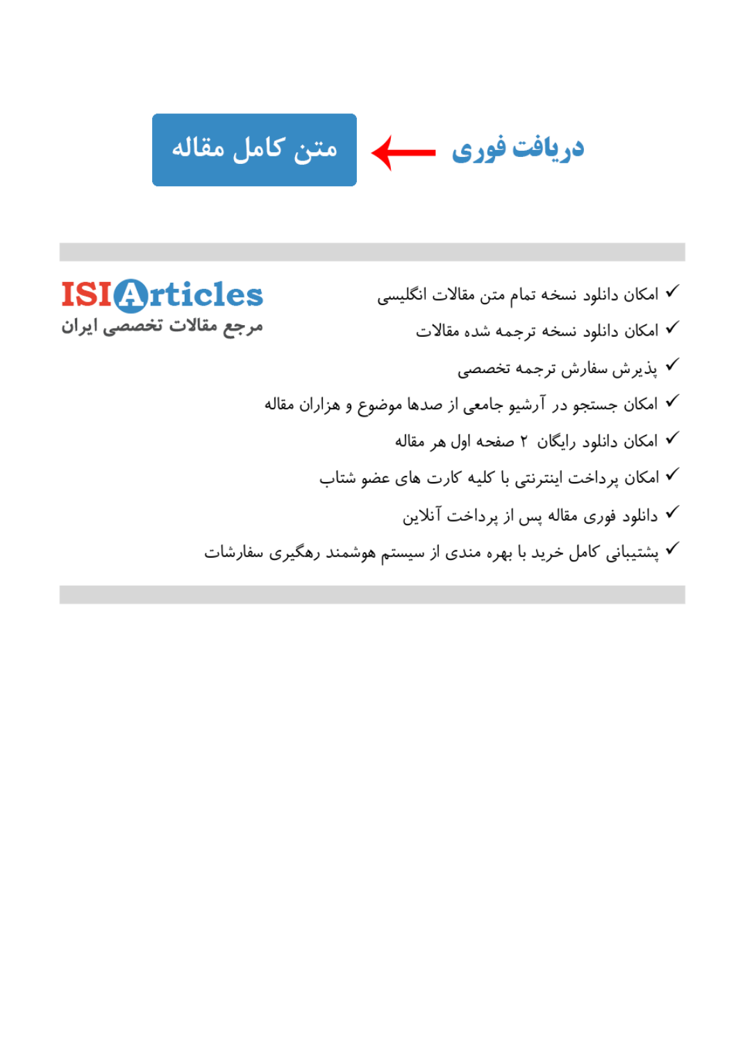**متن کامل مقاله** ← **دریافت فوری**

---

**ISIArticles**
مرجع مقالات تخصصی ایران

- ✓ امکان دانلود نسخه تمام متن مقالات انگلیسی
- ✓ امکان دانلود نسخه ترجمه شده مقالات
- ✓ پذیرش سفارش ترجمه تخصصی
- ✓ امکان جستجو در آرشیو جامعی از صدها موضوع و هزاران مقاله
- ✓ امکان دانلود رایگان ۲ صفحه اول هر مقاله
- ✓ امکان پرداخت اینترنتی با کلیه کارت های عضو شتاب
- ✓ دانلود فوری مقاله پس از پرداخت آنلاین
- ✓ پشتیبانی کامل خرید با بهره مندی از سیستم هوشمند رهگیری سفارشات

---